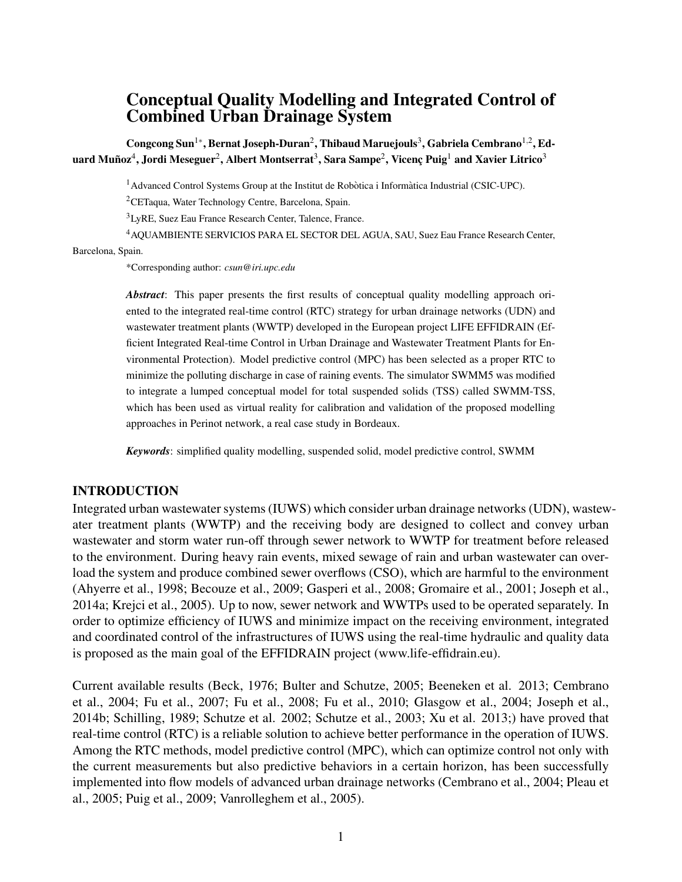# Conceptual Quality Modelling and Integrated Control of Combined Urban Drainage System

**Congcong Sun[1*], Bernat Joseph-Duran[2], Thibaud Maruejouls[3], Gabriela Cembrano[1,2], Eduard Muñoz[4], Jordi Meseguer[2], Albert Montserrat[3], Sara Sampe[2], Vicenç Puig[1] and Xavier Litrico[3]**

[1]Advanced Control Systems Group at the Institut de Robòtica i Informàtica Industrial (CSIC-UPC).

[2]CETaqua, Water Technology Centre, Barcelona, Spain.

[3]LyRE, Suez Eau France Research Center, Talence, France.

[4]AQUAMBIENTE SERVICIOS PARA EL SECTOR DEL AGUA, SAU, Suez Eau France Research Center, Barcelona, Spain.

*Corresponding author: *csun@iri.upc.edu*

***Abstract***: This paper presents the first results of conceptual quality modelling approach oriented to the integrated real-time control (RTC) strategy for urban drainage networks (UDN) and wastewater treatment plants (WWTP) developed in the European project LIFE EFFIDRAIN (Efficient Integrated Real-time Control in Urban Drainage and Wastewater Treatment Plants for Environmental Protection). Model predictive control (MPC) has been selected as a proper RTC to minimize the polluting discharge in case of raining events. The simulator SWMM5 was modified to integrate a lumped conceptual model for total suspended solids (TSS) called SWMM-TSS, which has been used as virtual reality for calibration and validation of the proposed modelling approaches in Perinot network, a real case study in Bordeaux.

***Keywords***: simplified quality modelling, suspended solid, model predictive control, SWMM

## INTRODUCTION

Integrated urban wastewater systems (IUWS) which consider urban drainage networks (UDN), wastewater treatment plants (WWTP) and the receiving body are designed to collect and convey urban wastewater and storm water run-off through sewer network to WWTP for treatment before released to the environment. During heavy rain events, mixed sewage of rain and urban wastewater can overload the system and produce combined sewer overflows (CSO), which are harmful to the environment (Ahyerre et al., 1998; Becouze et al., 2009; Gasperi et al., 2008; Gromaire et al., 2001; Joseph et al., 2014a; Krejci et al., 2005). Up to now, sewer network and WWTPs used to be operated separately. In order to optimize efficiency of IUWS and minimize impact on the receiving environment, integrated and coordinated control of the infrastructures of IUWS using the real-time hydraulic and quality data is proposed as the main goal of the EFFIDRAIN project (www.life-effidrain.eu).

Current available results (Beck, 1976; Bulter and Schutze, 2005; Beeneken et al. 2013; Cembrano et al., 2004; Fu et al., 2007; Fu et al., 2008; Fu et al., 2010; Glasgow et al., 2004; Joseph et al., 2014b; Schilling, 1989; Schutze et al. 2002; Schutze et al., 2003; Xu et al. 2013;) have proved that real-time control (RTC) is a reliable solution to achieve better performance in the operation of IUWS. Among the RTC methods, model predictive control (MPC), which can optimize control not only with the current measurements but also predictive behaviors in a certain horizon, has been successfully implemented into flow models of advanced urban drainage networks (Cembrano et al., 2004; Pleau et al., 2005; Puig et al., 2009; Vanrolleghem et al., 2005).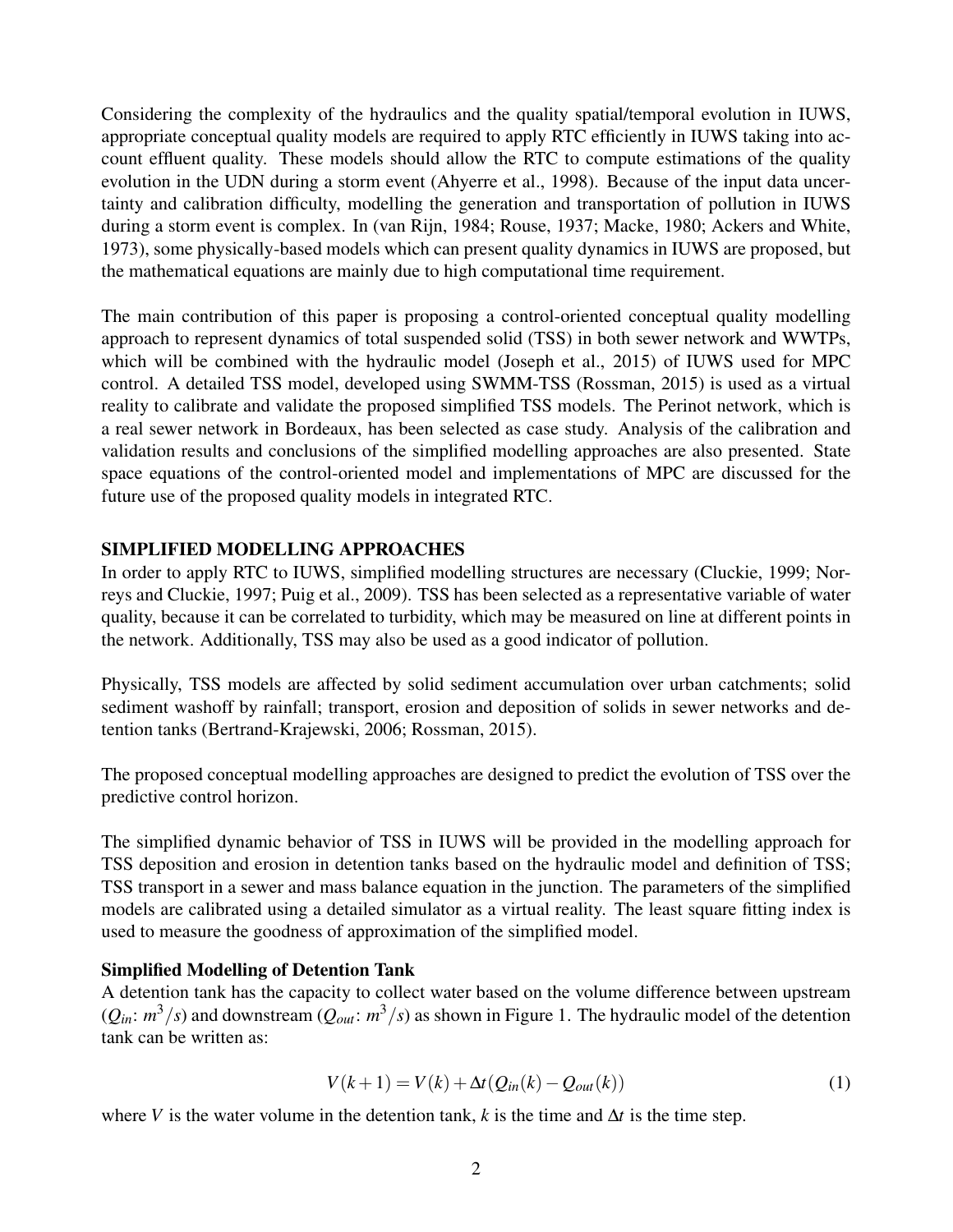Considering the complexity of the hydraulics and the quality spatial/temporal evolution in IUWS, appropriate conceptual quality models are required to apply RTC efficiently in IUWS taking into account effluent quality. These models should allow the RTC to compute estimations of the quality evolution in the UDN during a storm event (Ahyerre et al., 1998). Because of the input data uncertainty and calibration difficulty, modelling the generation and transportation of pollution in IUWS during a storm event is complex. In (van Rijn, 1984; Rouse, 1937; Macke, 1980; Ackers and White, 1973), some physically-based models which can present quality dynamics in IUWS are proposed, but the mathematical equations are mainly due to high computational time requirement.

The main contribution of this paper is proposing a control-oriented conceptual quality modelling approach to represent dynamics of total suspended solid (TSS) in both sewer network and WWTPs, which will be combined with the hydraulic model (Joseph et al., 2015) of IUWS used for MPC control. A detailed TSS model, developed using SWMM-TSS (Rossman, 2015) is used as a virtual reality to calibrate and validate the proposed simplified TSS models. The Perinot network, which is a real sewer network in Bordeaux, has been selected as case study. Analysis of the calibration and validation results and conclusions of the simplified modelling approaches are also presented. State space equations of the control-oriented model and implementations of MPC are discussed for the future use of the proposed quality models in integrated RTC.

## SIMPLIFIED MODELLING APPROACHES

In order to apply RTC to IUWS, simplified modelling structures are necessary (Cluckie, 1999; Norreys and Cluckie, 1997; Puig et al., 2009). TSS has been selected as a representative variable of water quality, because it can be correlated to turbidity, which may be measured on line at different points in the network. Additionally, TSS may also be used as a good indicator of pollution.

Physically, TSS models are affected by solid sediment accumulation over urban catchments; solid sediment washoff by rainfall; transport, erosion and deposition of solids in sewer networks and detention tanks (Bertrand-Krajewski, 2006; Rossman, 2015).

The proposed conceptual modelling approaches are designed to predict the evolution of TSS over the predictive control horizon.

The simplified dynamic behavior of TSS in IUWS will be provided in the modelling approach for TSS deposition and erosion in detention tanks based on the hydraulic model and definition of TSS; TSS transport in a sewer and mass balance equation in the junction. The parameters of the simplified models are calibrated using a detailed simulator as a virtual reality. The least square fitting index is used to measure the goodness of approximation of the simplified model.

### Simplified Modelling of Detention Tank

A detention tank has the capacity to collect water based on the volume difference between upstream ($Q_{in}$: $m^3/s$) and downstream ($Q_{out}$: $m^3/s$) as shown in Figure 1. The hydraulic model of the detention tank can be written as:

$$V(k+1) = V(k) + \Delta t(Q_{in}(k) - Q_{out}(k)) \tag{1}$$

where $V$ is the water volume in the detention tank, $k$ is the time and $\Delta t$ is the time step.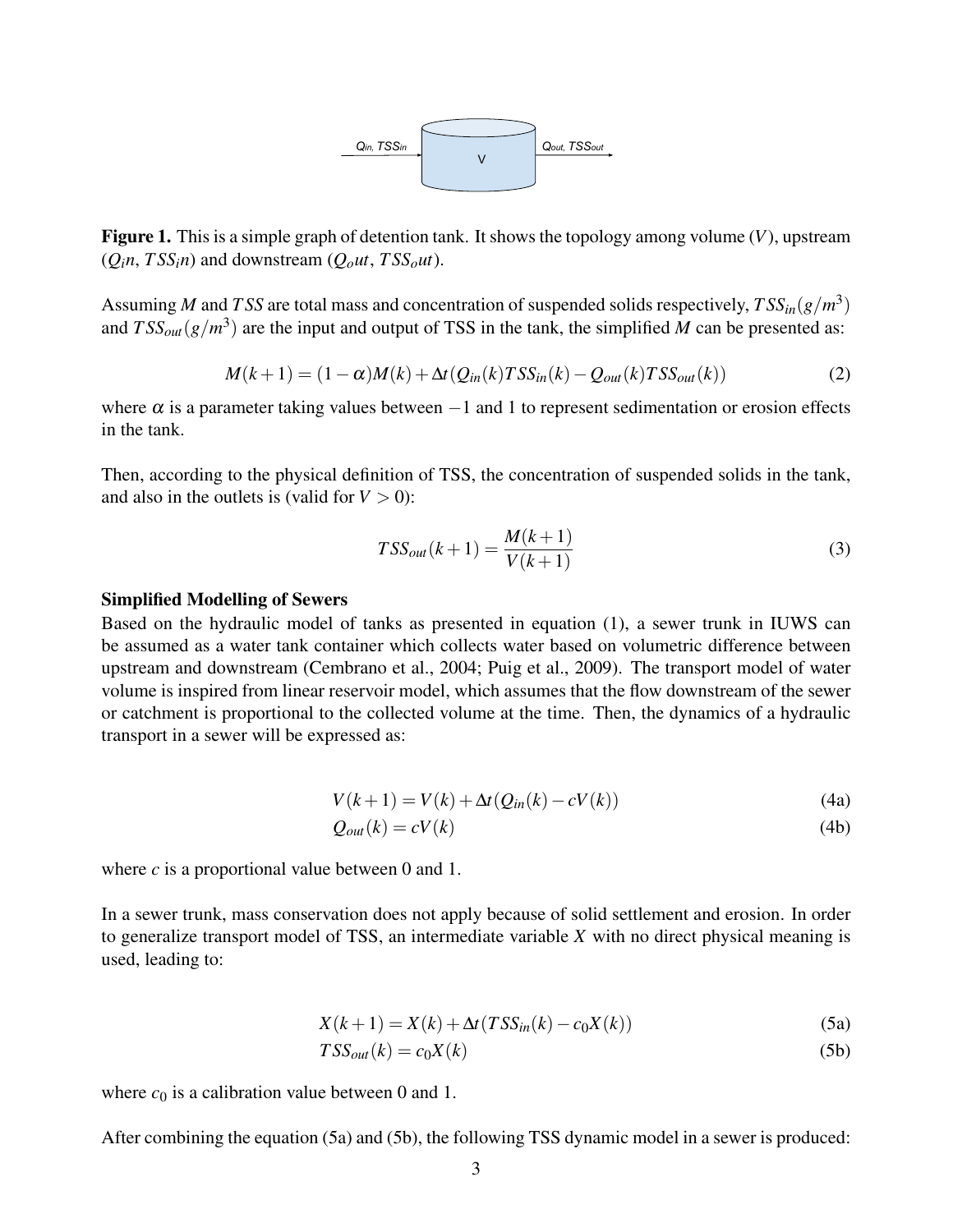**Figure 1.** This is a simple graph of detention tank. It shows the topology among volume ($V$), upstream ($Q_in$, $TSS_in$) and downstream ($Q_out$, $TSS_out$).

Assuming $M$ and $TSS$ are total mass and concentration of suspended solids respectively, $TSS_{in}(g/m^3)$ and $TSS_{out}(g/m^3)$ are the input and output of TSS in the tank, the simplified $M$ can be presented as:

$$M(k+1) = (1-\alpha)M(k) + \Delta t(Q_{in}(k)TSS_{in}(k) - Q_{out}(k)TSS_{out}(k)) \tag{2}$$

where $\alpha$ is a parameter taking values between $-1$ and 1 to represent sedimentation or erosion effects in the tank.

Then, according to the physical definition of TSS, the concentration of suspended solids in the tank, and also in the outlets is (valid for $V > 0$):

$$TSS_{out}(k+1) = \frac{M(k+1)}{V(k+1)} \tag{3}$$

**Simplified Modelling of Sewers**

Based on the hydraulic model of tanks as presented in equation (1), a sewer trunk in IUWS can be assumed as a water tank container which collects water based on volumetric difference between upstream and downstream (Cembrano et al., 2004; Puig et al., 2009). The transport model of water volume is inspired from linear reservoir model, which assumes that the flow downstream of the sewer or catchment is proportional to the collected volume at the time. Then, the dynamics of a hydraulic transport in a sewer will be expressed as:

$$V(k+1) = V(k) + \Delta t(Q_{in}(k) - cV(k)) \tag{4a}$$

$$Q_{out}(k) = cV(k) \tag{4b}$$

where $c$ is a proportional value between 0 and 1.

In a sewer trunk, mass conservation does not apply because of solid settlement and erosion. In order to generalize transport model of TSS, an intermediate variable $X$ with no direct physical meaning is used, leading to:

$$X(k+1) = X(k) + \Delta t(TSS_{in}(k) - c_0X(k)) \tag{5a}$$

$$TSS_{out}(k) = c_0X(k) \tag{5b}$$

where $c_0$ is a calibration value between 0 and 1.

After combining the equation (5a) and (5b), the following TSS dynamic model in a sewer is produced: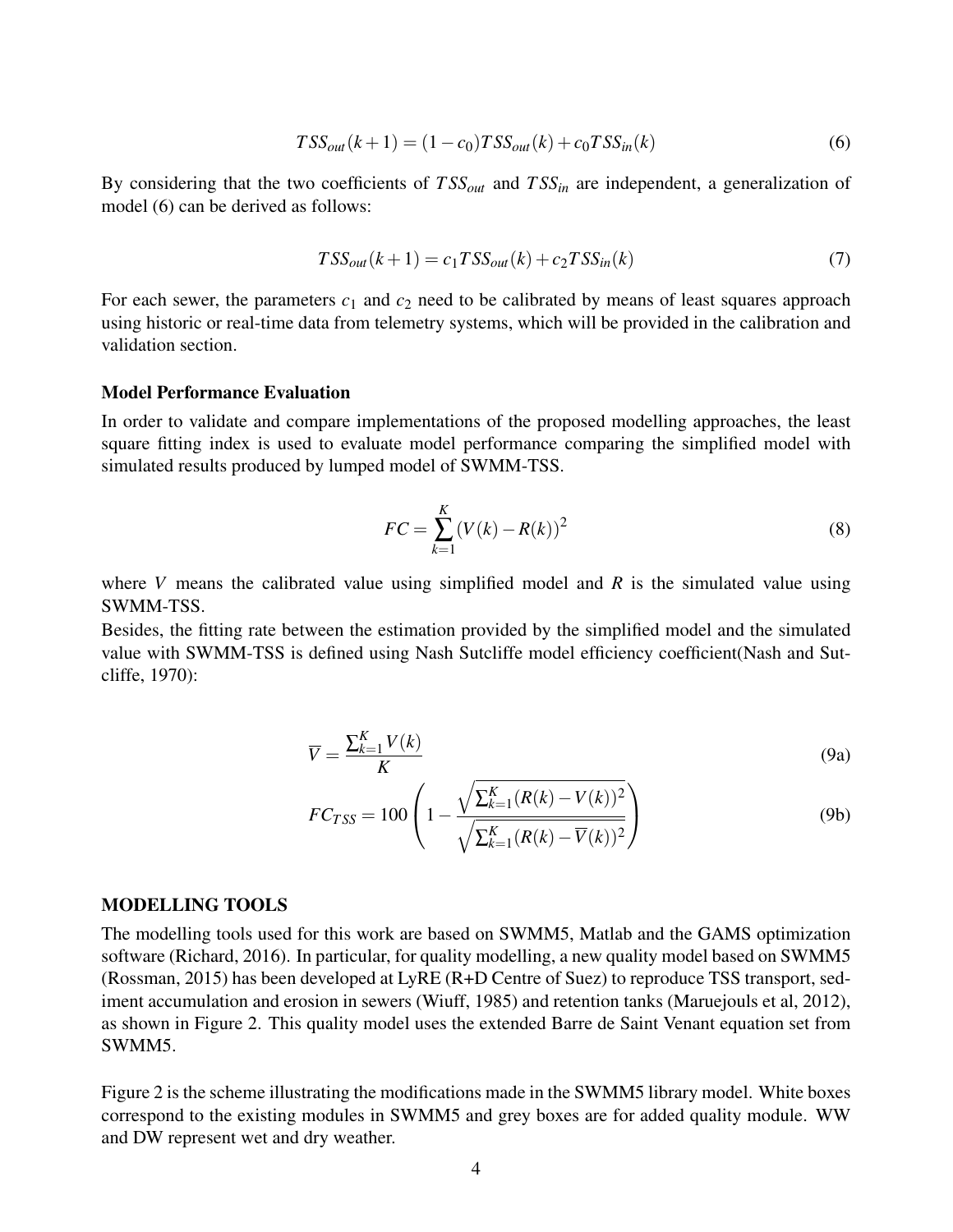$$TSS_{out}(k+1) = (1-c_0)TSS_{out}(k) + c_0 TSS_{in}(k) \tag{6}$$

By considering that the two coefficients of $TSS_{out}$ and $TSS_{in}$ are independent, a generalization of model (6) can be derived as follows:

$$TSS_{out}(k+1) = c_1 TSS_{out}(k) + c_2 TSS_{in}(k) \tag{7}$$

For each sewer, the parameters $c_1$ and $c_2$ need to be calibrated by means of least squares approach using historic or real-time data from telemetry systems, which will be provided in the calibration and validation section.

### Model Performance Evaluation

In order to validate and compare implementations of the proposed modelling approaches, the least square fitting index is used to evaluate model performance comparing the simplified model with simulated results produced by lumped model of SWMM-TSS.

$$FC = \sum_{k=1}^{K} (V(k) - R(k))^2 \tag{8}$$

where $V$ means the calibrated value using simplified model and $R$ is the simulated value using SWMM-TSS.

Besides, the fitting rate between the estimation provided by the simplified model and the simulated value with SWMM-TSS is defined using Nash Sutcliffe model efficiency coefficient(Nash and Sutcliffe, 1970):

$$\overline{V} = \frac{\sum_{k=1}^{K} V(k)}{K} \tag{9a}$$

$$FC_{TSS} = 100 \left( 1 - \frac{\sqrt{\sum_{k=1}^{K} (R(k) - V(k))^2}}{\sqrt{\sum_{k=1}^{K} (R(k) - \overline{V}(k))^2}} \right) \tag{9b}$$

## MODELLING TOOLS

The modelling tools used for this work are based on SWMM5, Matlab and the GAMS optimization software (Richard, 2016). In particular, for quality modelling, a new quality model based on SWMM5 (Rossman, 2015) has been developed at LyRE (R+D Centre of Suez) to reproduce TSS transport, sediment accumulation and erosion in sewers (Wiuff, 1985) and retention tanks (Maruejouls et al, 2012), as shown in Figure 2. This quality model uses the extended Barre de Saint Venant equation set from SWMM5.

Figure 2 is the scheme illustrating the modifications made in the SWMM5 library model. White boxes correspond to the existing modules in SWMM5 and grey boxes are for added quality module. WW and DW represent wet and dry weather.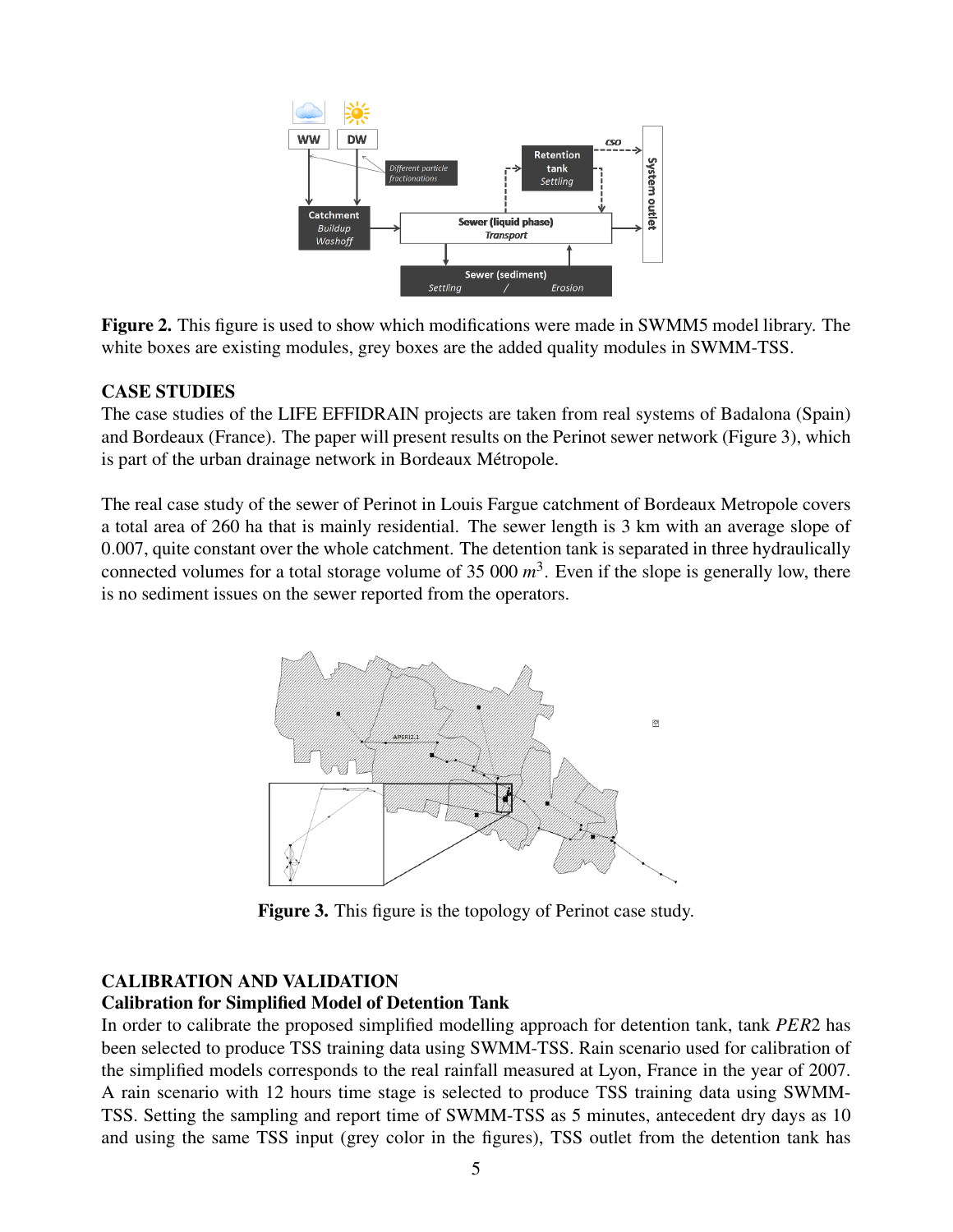**Figure 2.** This figure is used to show which modifications were made in SWMM5 model library. The white boxes are existing modules, grey boxes are the added quality modules in SWMM-TSS.

## CASE STUDIES

The case studies of the LIFE EFFIDRAIN projects are taken from real systems of Badalona (Spain) and Bordeaux (France). The paper will present results on the Perinot sewer network (Figure 3), which is part of the urban drainage network in Bordeaux Métropole.

The real case study of the sewer of Perinot in Louis Fargue catchment of Bordeaux Metropole covers a total area of 260 ha that is mainly residential. The sewer length is 3 km with an average slope of 0.007, quite constant over the whole catchment. The detention tank is separated in three hydraulically connected volumes for a total storage volume of 35 000 $m^3$. Even if the slope is generally low, there is no sediment issues on the sewer reported from the operators.

**Figure 3.** This figure is the topology of Perinot case study.

## CALIBRATION AND VALIDATION

### Calibration for Simplified Model of Detention Tank

In order to calibrate the proposed simplified modelling approach for detention tank, tank $PER2$ has been selected to produce TSS training data using SWMM-TSS. Rain scenario used for calibration of the simplified models corresponds to the real rainfall measured at Lyon, France in the year of 2007. A rain scenario with 12 hours time stage is selected to produce TSS training data using SWMM-TSS. Setting the sampling and report time of SWMM-TSS as 5 minutes, antecedent dry days as 10 and using the same TSS input (grey color in the figures), TSS outlet from the detention tank has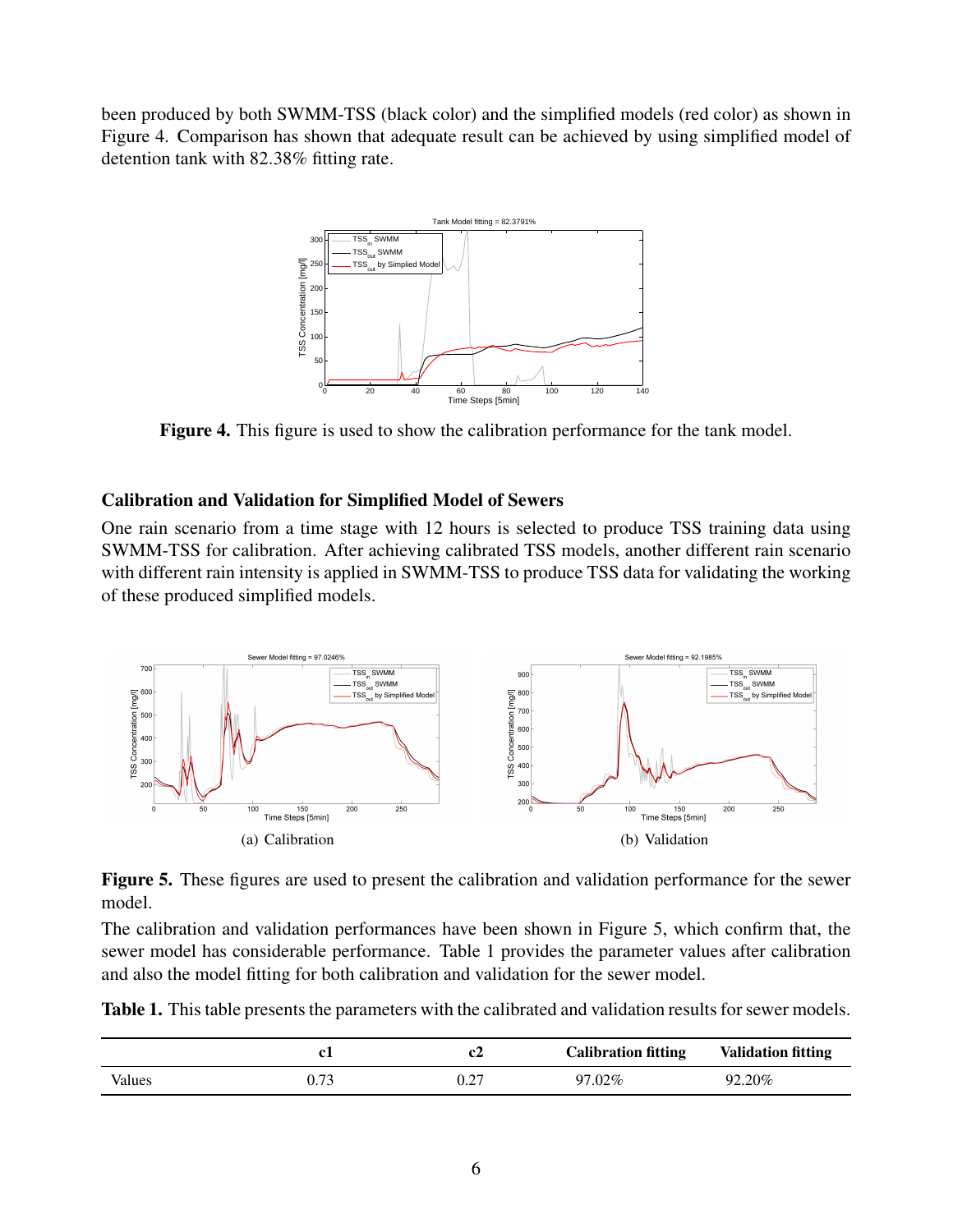been produced by both SWMM-TSS (black color) and the simplified models (red color) as shown in Figure 4. Comparison has shown that adequate result can be achieved by using simplified model of detention tank with 82.38% fitting rate.

**Figure 4.** This figure is used to show the calibration performance for the tank model.

### Calibration and Validation for Simplified Model of Sewers

One rain scenario from a time stage with 12 hours is selected to produce TSS training data using SWMM-TSS for calibration. After achieving calibrated TSS models, another different rain scenario with different rain intensity is applied in SWMM-TSS to produce TSS data for validating the working of these produced simplified models.

(a) Calibration

(b) Validation

**Figure 5.** These figures are used to present the calibration and validation performance for the sewer model.

The calibration and validation performances have been shown in Figure 5, which confirm that, the sewer model has considerable performance. Table 1 provides the parameter values after calibration and also the model fitting for both calibration and validation for the sewer model.

**Table 1.** This table presents the parameters with the calibrated and validation results for sewer models.

| | c1 | c2 | Calibration fitting | Validation fitting |
|---|---|---|---|---|
| Values | 0.73 | 0.27 | 97.02% | 92.20% |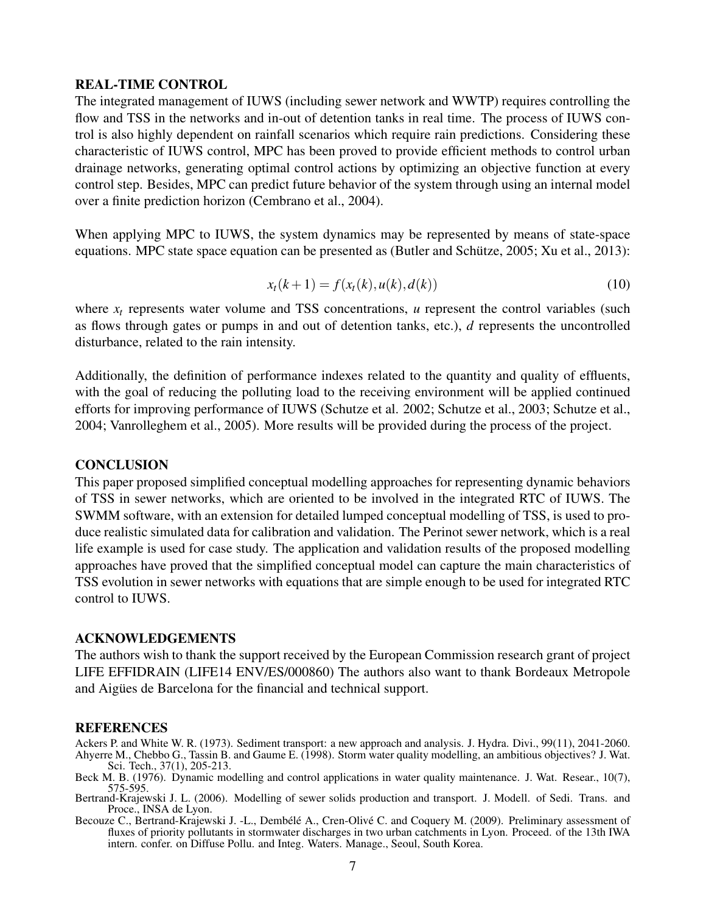## REAL-TIME CONTROL

The integrated management of IUWS (including sewer network and WWTP) requires controlling the flow and TSS in the networks and in-out of detention tanks in real time. The process of IUWS control is also highly dependent on rainfall scenarios which require rain predictions. Considering these characteristic of IUWS control, MPC has been proved to provide efficient methods to control urban drainage networks, generating optimal control actions by optimizing an objective function at every control step. Besides, MPC can predict future behavior of the system through using an internal model over a finite prediction horizon (Cembrano et al., 2004).

When applying MPC to IUWS, the system dynamics may be represented by means of state-space equations. MPC state space equation can be presented as (Butler and Schütze, 2005; Xu et al., 2013):

$$x_t(k+1) = f(x_t(k), u(k), d(k)) \tag{10}$$

where $x_t$ represents water volume and TSS concentrations, $u$ represent the control variables (such as flows through gates or pumps in and out of detention tanks, etc.), $d$ represents the uncontrolled disturbance, related to the rain intensity.

Additionally, the definition of performance indexes related to the quantity and quality of effluents, with the goal of reducing the polluting load to the receiving environment will be applied continued efforts for improving performance of IUWS (Schutze et al. 2002; Schutze et al., 2003; Schutze et al., 2004; Vanrolleghem et al., 2005). More results will be provided during the process of the project.

## CONCLUSION

This paper proposed simplified conceptual modelling approaches for representing dynamic behaviors of TSS in sewer networks, which are oriented to be involved in the integrated RTC of IUWS. The SWMM software, with an extension for detailed lumped conceptual modelling of TSS, is used to produce realistic simulated data for calibration and validation. The Perinot sewer network, which is a real life example is used for case study. The application and validation results of the proposed modelling approaches have proved that the simplified conceptual model can capture the main characteristics of TSS evolution in sewer networks with equations that are simple enough to be used for integrated RTC control to IUWS.

## ACKNOWLEDGEMENTS

The authors wish to thank the support received by the European Commission research grant of project LIFE EFFIDRAIN (LIFE14 ENV/ES/000860) The authors also want to thank Bordeaux Metropole and Aigües de Barcelona for the financial and technical support.

## REFERENCES

Ackers P. and White W. R. (1973). Sediment transport: a new approach and analysis. J. Hydra. Divi., 99(11), 2041-2060.

Ahyerre M., Chebbo G., Tassin B. and Gaume E. (1998). Storm water quality modelling, an ambitious objectives? J. Wat. Sci. Tech., 37(1), 205-213.

Beck M. B. (1976). Dynamic modelling and control applications in water quality maintenance. J. Wat. Resear., 10(7), 575-595.

Bertrand-Krajewski J. L. (2006). Modelling of sewer solids production and transport. J. Modell. of Sedi. Trans. and Proce., INSA de Lyon.

Becouze C., Bertrand-Krajewski J. -L., Dembélé A., Cren-Olivé C. and Coquery M. (2009). Preliminary assessment of fluxes of priority pollutants in stormwater discharges in two urban catchments in Lyon. Proceed. of the 13th IWA intern. confer. on Diffuse Pollu. and Integ. Waters. Manage., Seoul, South Korea.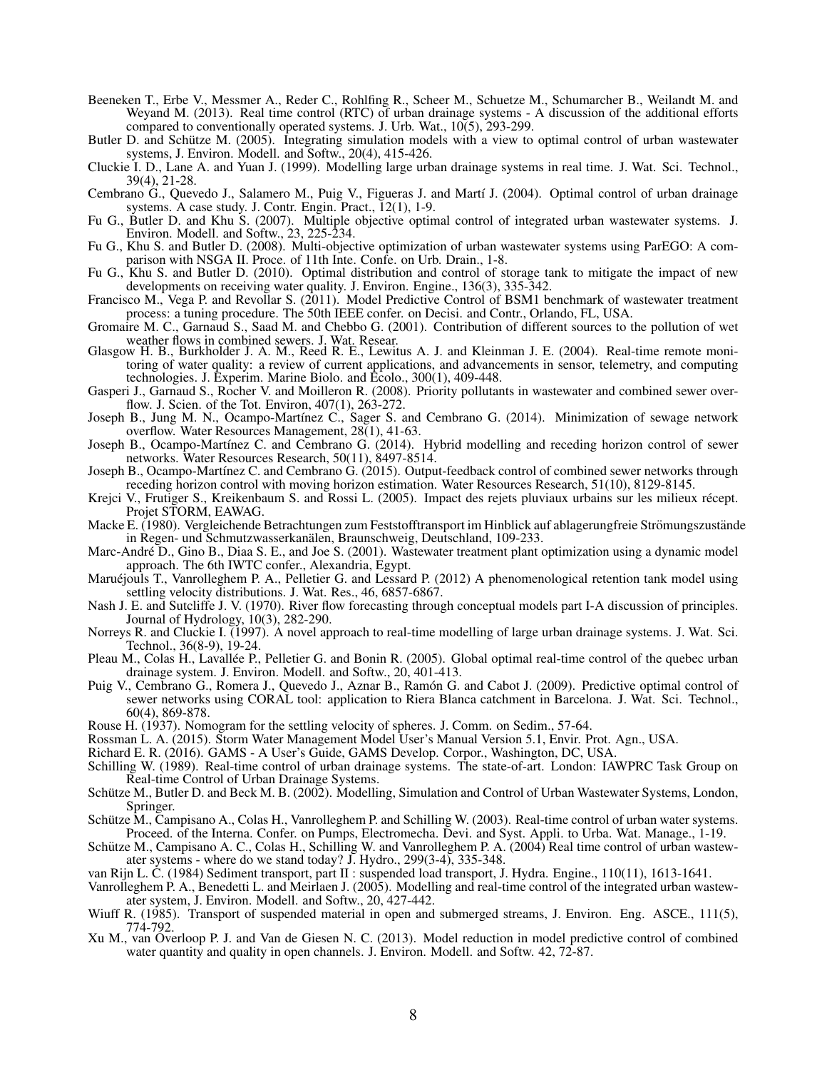Beeneken T., Erbe V., Messmer A., Reder C., Rohlfing R., Scheer M., Schuetze M., Schumarcher B., Weilandt M. and Weyand M. (2013). Real time control (RTC) of urban drainage systems - A discussion of the additional efforts compared to conventionally operated systems. J. Urb. Wat., 10(5), 293-299.

Butler D. and Schütze M. (2005). Integrating simulation models with a view to optimal control of urban wastewater systems, J. Environ. Modell. and Softw., 20(4), 415-426.

Cluckie I. D., Lane A. and Yuan J. (1999). Modelling large urban drainage systems in real time. J. Wat. Sci. Technol., 39(4), 21-28.

Cembrano G., Quevedo J., Salamero M., Puig V., Figueras J. and Martí J. (2004). Optimal control of urban drainage systems. A case study. J. Contr. Engin. Pract., 12(1), 1-9.

Fu G., Butler D. and Khu S. (2007). Multiple objective optimal control of integrated urban wastewater systems. J. Environ. Modell. and Softw., 23, 225-234.

Fu G., Khu S. and Butler D. (2008). Multi-objective optimization of urban wastewater systems using ParEGO: A comparison with NSGA II. Proce. of 11th Inte. Confe. on Urb. Drain., 1-8.

Fu G., Khu S. and Butler D. (2010). Optimal distribution and control of storage tank to mitigate the impact of new developments on receiving water quality. J. Environ. Engine., 136(3), 335-342.

Francisco M., Vega P. and Revollar S. (2011). Model Predictive Control of BSM1 benchmark of wastewater treatment process: a tuning procedure. The 50th IEEE confer. on Decisi. and Contr., Orlando, FL, USA.

Gromaire M. C., Garnaud S., Saad M. and Chebbo G. (2001). Contribution of different sources to the pollution of wet weather flows in combined sewers. J. Wat. Resear.

Glasgow H. B., Burkholder J. A. M., Reed R. E., Lewitus A. J. and Kleinman J. E. (2004). Real-time remote monitoring of water quality: a review of current applications, and advancements in sensor, telemetry, and computing technologies. J. Experim. Marine Biolo. and Ecolo., 300(1), 409-448.

Gasperi J., Garnaud S., Rocher V. and Moilleron R. (2008). Priority pollutants in wastewater and combined sewer overflow. J. Scien. of the Tot. Environ, 407(1), 263-272.

Joseph B., Jung M. N., Ocampo-Martínez C., Sager S. and Cembrano G. (2014). Minimization of sewage network overflow. Water Resources Management, 28(1), 41-63.

Joseph B., Ocampo-Martínez C. and Cembrano G. (2014). Hybrid modelling and receding horizon control of sewer networks. Water Resources Research, 50(11), 8497-8514.

Joseph B., Ocampo-Martínez C. and Cembrano G. (2015). Output-feedback control of combined sewer networks through receding horizon control with moving horizon estimation. Water Resources Research, 51(10), 8129-8145.

Krejci V., Frutiger S., Kreikenbaum S. and Rossi L. (2005). Impact des rejets pluviaux urbains sur les milieux récept. Projet STORM, EAWAG.

Macke E. (1980). Vergleichende Betrachtungen zum Feststofftransport im Hinblick auf ablagerungfreie Strömungszustände in Regen- und Schmutzwasserkanälen, Braunschweig, Deutschland, 109-233.

Marc-André D., Gino B., Diaa S. E., and Joe S. (2001). Wastewater treatment plant optimization using a dynamic model approach. The 6th IWTC confer., Alexandria, Egypt.

Maruéjouls T., Vanrolleghem P. A., Pelletier G. and Lessard P. (2012) A phenomenological retention tank model using settling velocity distributions. J. Wat. Res., 46, 6857-6867.

Nash J. E. and Sutcliffe J. V. (1970). River flow forecasting through conceptual models part I-A discussion of principles. Journal of Hydrology, 10(3), 282-290.

Norreys R. and Cluckie I. (1997). A novel approach to real-time modelling of large urban drainage systems. J. Wat. Sci. Technol., 36(8-9), 19-24.

Pleau M., Colas H., Lavallée P., Pelletier G. and Bonin R. (2005). Global optimal real-time control of the quebec urban drainage system. J. Environ. Modell. and Softw., 20, 401-413.

Puig V., Cembrano G., Romera J., Quevedo J., Aznar B., Ramón G. and Cabot J. (2009). Predictive optimal control of sewer networks using CORAL tool: application to Riera Blanca catchment in Barcelona. J. Wat. Sci. Technol., 60(4), 869-878.

Rouse H. (1937). Nomogram for the settling velocity of spheres. J. Comm. on Sedim., 57-64.

Rossman L. A. (2015). Storm Water Management Model User's Manual Version 5.1, Envir. Prot. Agn., USA.

Richard E. R. (2016). GAMS - A User's Guide, GAMS Develop. Corpor., Washington, DC, USA.

Schilling W. (1989). Real-time control of urban drainage systems. The state-of-art. London: IAWPRC Task Group on Real-time Control of Urban Drainage Systems.

Schütze M., Butler D. and Beck M. B. (2002). Modelling, Simulation and Control of Urban Wastewater Systems, London, Springer.

Schütze M., Campisano A., Colas H., Vanrolleghem P. and Schilling W. (2003). Real-time control of urban water systems. Proceed. of the Interna. Confer. on Pumps, Electromecha. Devi. and Syst. Appli. to Urba. Wat. Manage., 1-19.

Schütze M., Campisano A. C., Colas H., Schilling W. and Vanrolleghem P. A. (2004) Real time control of urban wastewater systems - where do we stand today? J. Hydro., 299(3-4), 335-348.

van Rijn L. C. (1984) Sediment transport, part II : suspended load transport, J. Hydra. Engine., 110(11), 1613-1641.

Vanrolleghem P. A., Benedetti L. and Meirlaen J. (2005). Modelling and real-time control of the integrated urban wastewater system, J. Environ. Modell. and Softw., 20, 427-442.

Wiuff R. (1985). Transport of suspended material in open and submerged streams, J. Environ. Eng. ASCE., 111(5), 774-792.

Xu M., van Overloop P. J. and Van de Giesen N. C. (2013). Model reduction in model predictive control of combined water quantity and quality in open channels. J. Environ. Modell. and Softw. 42, 72-87.